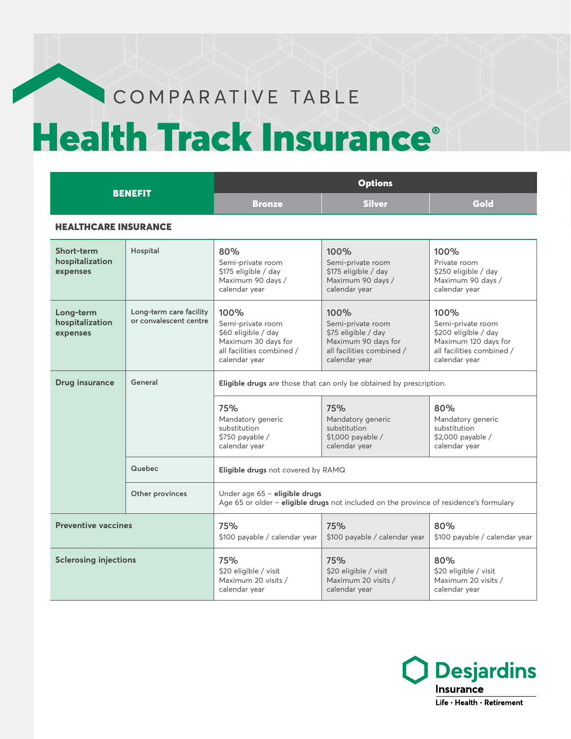COMPARATIVE TABLE

# Health Track Insurance®

| BENEFIT | | Options | | |
|---|---|---|---|---|
| | | Bronze | Silver | Gold |
| **HEALTHCARE INSURANCE** | | | | |
| **Short-term hospitalization expenses** | Hospital | 80%<br>Semi-private room<br>$175 eligible / day<br>Maximum 90 days / calendar year | 100%<br>Semi-private room<br>$175 eligible / day<br>Maximum 90 days / calendar year | 100%<br>Private room<br>$250 eligible / day<br>Maximum 90 days / calendar year |
| **Long-term hospitalization expenses** | Long-term care facility or convalescent centre | 100%<br>Semi-private room<br>$60 eligible / day<br>Maximum 30 days for all facilities combined / calendar year | 100%<br>Semi-private room<br>$75 eligible / day<br>Maximum 90 days for all facilities combined / calendar year | 100%<br>Semi-private room<br>$200 eligible / day<br>Maximum 120 days for all facilities combined / calendar year |
| **Drug insurance** | General | **Eligible drugs** are those that can only be obtained by prescription. | | |
| | | 75%<br>Mandatory generic substitution<br>$750 payable / calendar year | 75%<br>Mandatory generic substitution<br>$1,000 payable / calendar year | 80%<br>Mandatory generic substitution<br>$2,000 payable / calendar year |
| | Quebec | **Eligible drugs** not covered by RAMQ | | |
| | Other provinces | Under age 65 – **eligible drugs**<br>Age 65 or older – **eligible drugs** not included on the province of residence's formulary | | |
| **Preventive vaccines** | | 75%<br>$100 payable / calendar year | 75%<br>$100 payable / calendar year | 80%<br>$100 payable / calendar year |
| **Sclerosing injections** | | 75%<br>$20 eligible / visit<br>Maximum 20 visits / calendar year | 75%<br>$20 eligible / visit<br>Maximum 20 visits / calendar year | 80%<br>$20 eligible / visit<br>Maximum 20 visits / calendar year |

Desjardins Insurance
Life · Health · Retirement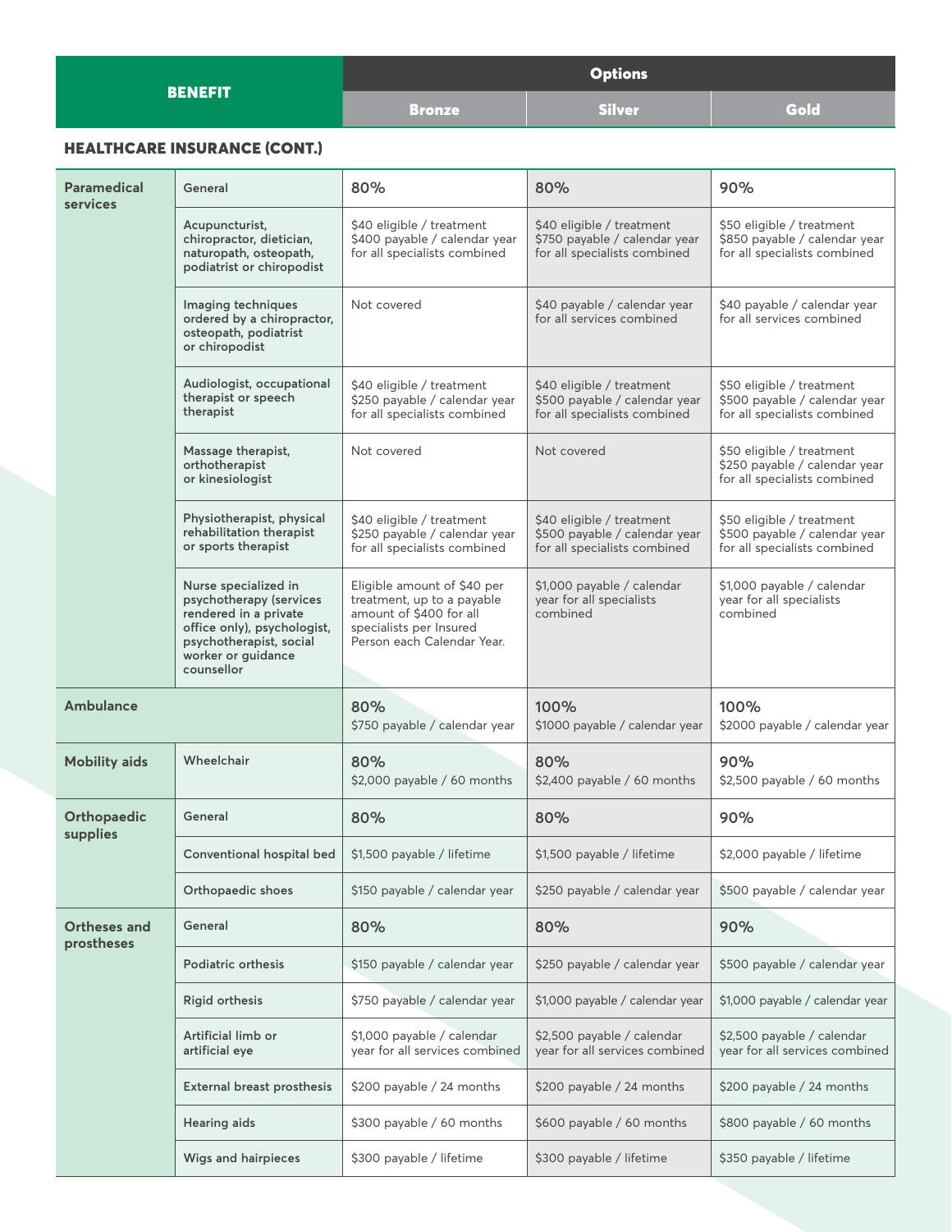| BENEFIT | | Options | | |
|---|---|---|---|---|
| | | Bronze | Silver | Gold |

## HEALTHCARE INSURANCE (CONT.)

| BENEFIT | | Bronze | Silver | Gold |
|---|---|---|---|---|
| **Paramedical services** | **General** | 80% | 80% | 90% |
| | **Acupuncturist, chiropractor, dietician, naturopath, osteopath, podiatrist or chiropodist** | $40 eligible / treatment $400 payable / calendar year for all specialists combined | $40 eligible / treatment $750 payable / calendar year for all specialists combined | $50 eligible / treatment $850 payable / calendar year for all specialists combined |
| | **Imaging techniques ordered by a chiropractor, osteopath, podiatrist or chiropodist** | Not covered | $40 payable / calendar year for all services combined | $40 payable / calendar year for all services combined |
| | **Audiologist, occupational therapist or speech therapist** | $40 eligible / treatment $250 payable / calendar year for all specialists combined | $40 eligible / treatment $500 payable / calendar year for all specialists combined | $50 eligible / treatment $500 payable / calendar year for all specialists combined |
| | **Massage therapist, orthotherapist or kinesiologist** | Not covered | Not covered | $50 eligible / treatment $250 payable / calendar year for all specialists combined |
| | **Physiotherapist, physical rehabilitation therapist or sports therapist** | $40 eligible / treatment $250 payable / calendar year for all specialists combined | $40 eligible / treatment $500 payable / calendar year for all specialists combined | $50 eligible / treatment $500 payable / calendar year for all specialists combined |
| | **Nurse specialized in psychotherapy (services rendered in a private office only), psychologist, psychotherapist, social worker or guidance counsellor** | Eligible amount of $40 per treatment, up to a payable amount of $400 for all specialists per Insured Person each Calendar Year. | $1,000 payable / calendar year for all specialists combined | $1,000 payable / calendar year for all specialists combined |
| **Ambulance** | | 80% $750 payable / calendar year | 100% $1000 payable / calendar year | 100% $2000 payable / calendar year |
| **Mobility aids** | **Wheelchair** | 80% $2,000 payable / 60 months | 80% $2,400 payable / 60 months | 90% $2,500 payable / 60 months |
| **Orthopaedic supplies** | **General** | 80% | 80% | 90% |
| | **Conventional hospital bed** | $1,500 payable / lifetime | $1,500 payable / lifetime | $2,000 payable / lifetime |
| | **Orthopaedic shoes** | $150 payable / calendar year | $250 payable / calendar year | $500 payable / calendar year |
| **Ortheses and prostheses** | **General** | 80% | 80% | 90% |
| | **Podiatric orthesis** | $150 payable / calendar year | $250 payable / calendar year | $500 payable / calendar year |
| | **Rigid orthesis** | $750 payable / calendar year | $1,000 payable / calendar year | $1,000 payable / calendar year |
| | **Artificial limb or artificial eye** | $1,000 payable / calendar year for all services combined | $2,500 payable / calendar year for all services combined | $2,500 payable / calendar year for all services combined |
| | **External breast prosthesis** | $200 payable / 24 months | $200 payable / 24 months | $200 payable / 24 months |
| | **Hearing aids** | $300 payable / 60 months | $600 payable / 60 months | $800 payable / 60 months |
| | **Wigs and hairpieces** | $300 payable / lifetime | $300 payable / lifetime | $350 payable / lifetime |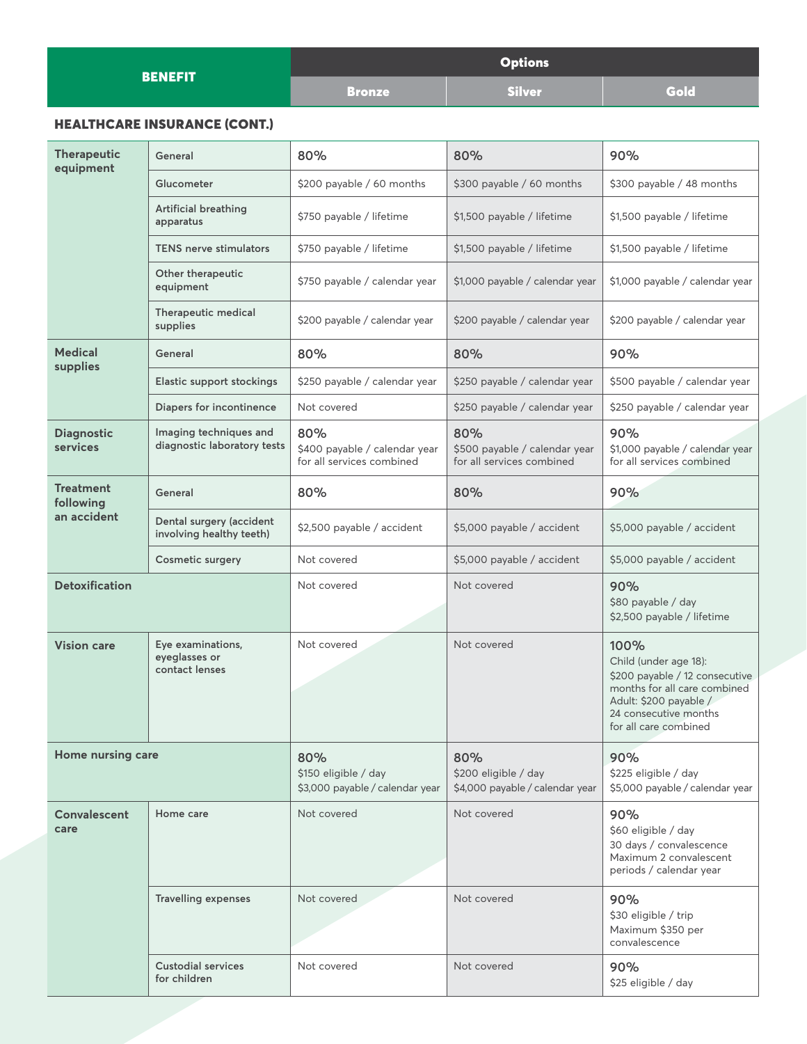| BENEFIT | | Options | | |
|---|---|---|---|---|
| | | **Bronze** | **Silver** | **Gold** |

## HEALTHCARE INSURANCE (CONT.)

| BENEFIT | | Bronze | Silver | Gold |
|---|---|---|---|---|
| **Therapeutic equipment** | General | 80% | 80% | 90% |
| | Glucometer | $200 payable / 60 months | $300 payable / 60 months | $300 payable / 48 months |
| | Artificial breathing apparatus | $750 payable / lifetime | $1,500 payable / lifetime | $1,500 payable / lifetime |
| | TENS nerve stimulators | $750 payable / lifetime | $1,500 payable / lifetime | $1,500 payable / lifetime |
| | Other therapeutic equipment | $750 payable / calendar year | $1,000 payable / calendar year | $1,000 payable / calendar year |
| | Therapeutic medical supplies | $200 payable / calendar year | $200 payable / calendar year | $200 payable / calendar year |
| **Medical supplies** | General | 80% | 80% | 90% |
| | Elastic support stockings | $250 payable / calendar year | $250 payable / calendar year | $500 payable / calendar year |
| | Diapers for incontinence | Not covered | $250 payable / calendar year | $250 payable / calendar year |
| **Diagnostic services** | Imaging techniques and diagnostic laboratory tests | 80%<br>$400 payable / calendar year for all services combined | 80%<br>$500 payable / calendar year for all services combined | 90%<br>$1,000 payable / calendar year for all services combined |
| **Treatment following an accident** | General | 80% | 80% | 90% |
| | Dental surgery (accident involving healthy teeth) | $2,500 payable / accident | $5,000 payable / accident | $5,000 payable / accident |
| | Cosmetic surgery | Not covered | $5,000 payable / accident | $5,000 payable / accident |
| **Detoxification** | | Not covered | Not covered | 90%<br>$80 payable / day<br>$2,500 payable / lifetime |
| **Vision care** | Eye examinations, eyeglasses or contact lenses | Not covered | Not covered | 100%<br>Child (under age 18): $200 payable / 12 consecutive months for all care combined<br>Adult: $200 payable / 24 consecutive months for all care combined |
| **Home nursing care** | | 80%<br>$150 eligible / day<br>$3,000 payable / calendar year | 80%<br>$200 eligible / day<br>$4,000 payable / calendar year | 90%<br>$225 eligible / day<br>$5,000 payable / calendar year |
| **Convalescent care** | Home care | Not covered | Not covered | 90%<br>$60 eligible / day<br>30 days / convalescence<br>Maximum 2 convalescent periods / calendar year |
| | Travelling expenses | Not covered | Not covered | 90%<br>$30 eligible / trip<br>Maximum $350 per convalescence |
| | Custodial services for children | Not covered | Not covered | 90%<br>$25 eligible / day |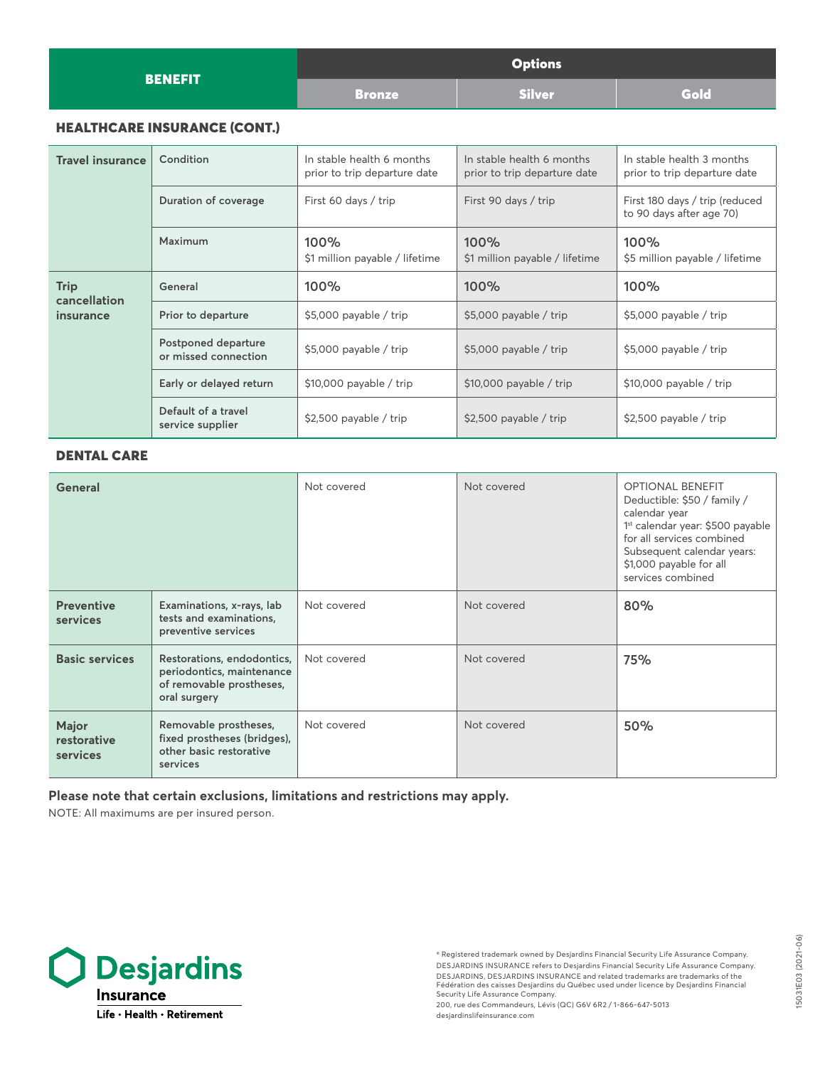| BENEFIT | | Options | | |
|---|---|---|---|---|
| | | Bronze | Silver | Gold |

### HEALTHCARE INSURANCE (CONT.)

| | | | | |
|---|---|---|---|---|
| **Travel insurance** | Condition | In stable health 6 months prior to trip departure date | In stable health 6 months prior to trip departure date | In stable health 3 months prior to trip departure date |
| | Duration of coverage | First 60 days / trip | First 90 days / trip | First 180 days / trip (reduced to 90 days after age 70) |
| | Maximum | 100% $1 million payable / lifetime | 100% $1 million payable / lifetime | 100% $5 million payable / lifetime |
| **Trip cancellation insurance** | General | 100% | 100% | 100% |
| | Prior to departure | $5,000 payable / trip | $5,000 payable / trip | $5,000 payable / trip |
| | Postponed departure or missed connection | $5,000 payable / trip | $5,000 payable / trip | $5,000 payable / trip |
| | Early or delayed return | $10,000 payable / trip | $10,000 payable / trip | $10,000 payable / trip |
| | Default of a travel service supplier | $2,500 payable / trip | $2,500 payable / trip | $2,500 payable / trip |

### DENTAL CARE

| | | | | |
|---|---|---|---|---|
| **General** | | Not covered | Not covered | OPTIONAL BENEFIT Deductible: $50 / family / calendar year 1st calendar year: $500 payable for all services combined Subsequent calendar years: $1,000 payable for all services combined |
| **Preventive services** | Examinations, x-rays, lab tests and examinations, preventive services | Not covered | Not covered | 80% |
| **Basic services** | Restorations, endodontics, periodontics, maintenance of removable prostheses, oral surgery | Not covered | Not covered | 75% |
| **Major restorative services** | Removable prostheses, fixed prostheses (bridges), other basic restorative services | Not covered | Not covered | 50% |

**Please note that certain exclusions, limitations and restrictions may apply.**

NOTE: All maximums are per insured person.

Desjardins Insurance
Life • Health • Retirement

® Registered trademark owned by Desjardins Financial Security Life Assurance Company.
DESJARDINS INSURANCE refers to Desjardins Financial Security Life Assurance Company.
DESJARDINS, DESJARDINS INSURANCE and related trademarks are trademarks of the Fédération des caisses Desjardins du Québec used under licence by Desjardins Financial Security Life Assurance Company.
200, rue des Commandeurs, Lévis (QC) G6V 6R2 / 1-866-647-5013
desjardinslifeinsurance.com

15031E03 (2021-06)